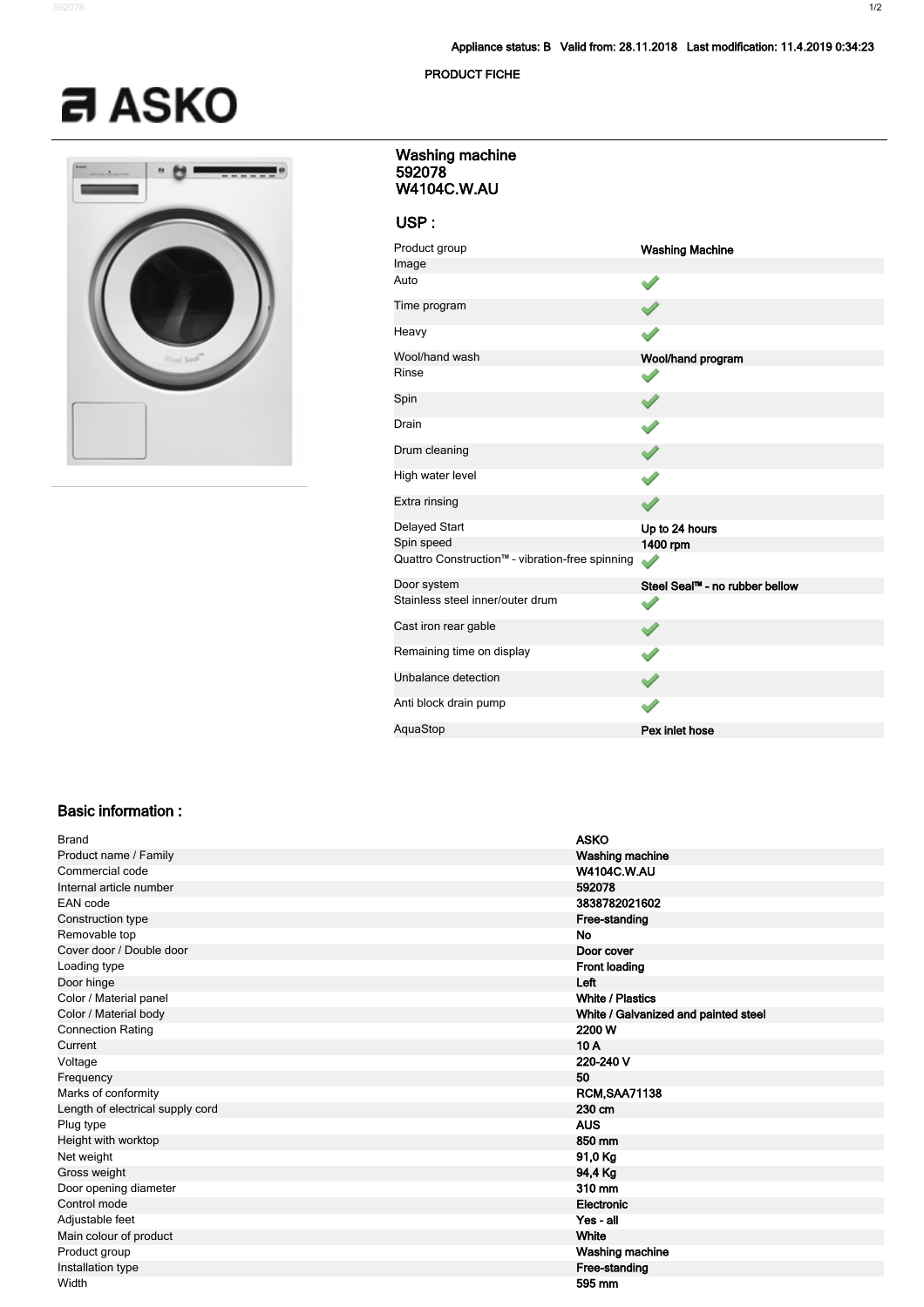Appliance status: B Valid from: 28.11.2018 Last modification: 11.4.2019 0:34:23

PRODUCT FICHE

# ASKO

## Washing machine
## 592078
## W4104C.W.AU

### USP :

| | |
|---|---|
| Product group | Washing Machine |
| Image | |
| Auto | ✓ |
| Time program | ✓ |
| Heavy | ✓ |
| Wool/hand wash | Wool/hand program |
| Rinse | ✓ |
| Spin | ✓ |
| Drain | ✓ |
| Drum cleaning | ✓ |
| High water level | ✓ |
| Extra rinsing | ✓ |
| Delayed Start | Up to 24 hours |
| Spin speed | 1400 rpm |
| Quattro Construction™ - vibration-free spinning | ✓ |
| Door system | Steel Seal™ - no rubber bellow |
| Stainless steel inner/outer drum | ✓ |
| Cast iron rear gable | ✓ |
| Remaining time on display | ✓ |
| Unbalance detection | ✓ |
| Anti block drain pump | ✓ |
| AquaStop | Pex inlet hose |

### Basic information :

| | |
|---|---|
| Brand | ASKO |
| Product name / Family | Washing machine |
| Commercial code | W4104C.W.AU |
| Internal article number | 592078 |
| EAN code | 3838782021602 |
| Construction type | Free-standing |
| Removable top | No |
| Cover door / Double door | Door cover |
| Loading type | Front loading |
| Door hinge | Left |
| Color / Material panel | White / Plastics |
| Color / Material body | White / Galvanized and painted steel |
| Connection Rating | 2200 W |
| Current | 10 A |
| Voltage | 220-240 V |
| Frequency | 50 |
| Marks of conformity | RCM,SAA71138 |
| Length of electrical supply cord | 230 cm |
| Plug type | AUS |
| Height with worktop | 850 mm |
| Net weight | 91,0 Kg |
| Gross weight | 94,4 Kg |
| Door opening diameter | 310 mm |
| Control mode | Electronic |
| Adjustable feet | Yes - all |
| Main colour of product | White |
| Product group | Washing machine |
| Installation type | Free-standing |
| Width | 595 mm |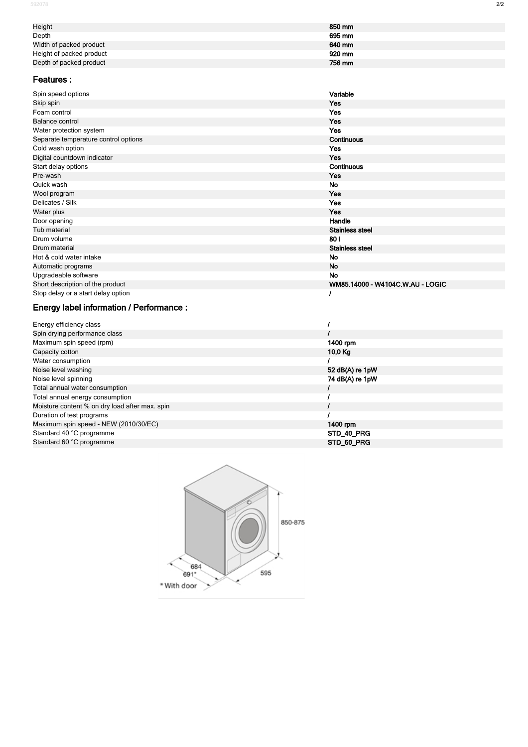| | |
|---|---|
| Height | 850 mm |
| Depth | 695 mm |
| Width of packed product | 640 mm |
| Height of packed product | 920 mm |
| Depth of packed product | 756 mm |

## Features :

| | |
|---|---|
| Spin speed options | Variable |
| Skip spin | Yes |
| Foam control | Yes |
| Balance control | Yes |
| Water protection system | Yes |
| Separate temperature control options | Continuous |
| Cold wash option | Yes |
| Digital countdown indicator | Yes |
| Start delay options | Continuous |
| Pre-wash | Yes |
| Quick wash | No |
| Wool program | Yes |
| Delicates / Silk | Yes |
| Water plus | Yes |
| Door opening | Handle |
| Tub material | Stainless steel |
| Drum volume | 80 l |
| Drum material | Stainless steel |
| Hot & cold water intake | No |
| Automatic programs | No |
| Upgradeable software | No |
| Short description of the product | WM85.14000 - W4104C.W.AU - LOGIC |
| Stop delay or a start delay option | / |

## Energy label information / Performance :

| | |
|---|---|
| Energy efficiency class | / |
| Spin drying performance class | / |
| Maximum spin speed (rpm) | 1400 rpm |
| Capacity cotton | 10,0 Kg |
| Water consumption | / |
| Noise level washing | 52 dB(A) re 1pW |
| Noise level spinning | 74 dB(A) re 1pW |
| Total annual water consumption | / |
| Total annual energy consumption | / |
| Moisture content % on dry load after max. spin | / |
| Duration of test programs | / |
| Maximum spin speed - NEW (2010/30/EC) | 1400 rpm |
| Standard 40 °C programme | STD_40_PRG |
| Standard 60 °C programme | STD_60_PRG |

850-875

684

691*

595

* With door